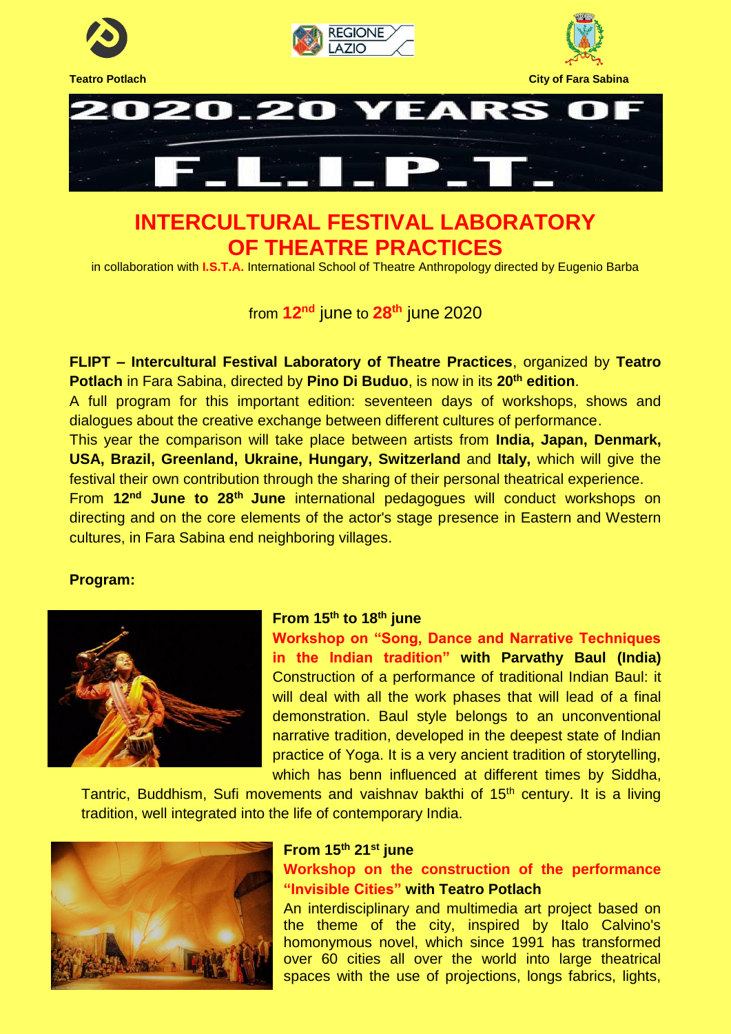Teatro Potlach

City of Fara Sabina

# 2020. 20 YEARS OF F.L.I.P.T.

## INTERCULTURAL FESTIVAL LABORATORY OF THEATRE PRACTICES

in collaboration with **I.S.T.A.** International School of Theatre Anthropology directed by Eugenio Barba

from **12nd** june to **28th** june 2020

**FLIPT – Intercultural Festival Laboratory of Theatre Practices**, organized by **Teatro Potlach** in Fara Sabina, directed by **Pino Di Buduo**, is now in its **20th edition**.

A full program for this important edition: seventeen days of workshops, shows and dialogues about the creative exchange between different cultures of performance.

This year the comparison will take place between artists from **India, Japan, Denmark, USA, Brazil, Greenland, Ukraine, Hungary, Switzerland** and **Italy,** which will give the festival their own contribution through the sharing of their personal theatrical experience.

From **12nd June to 28th June** international pedagogues will conduct workshops on directing and on the core elements of the actor's stage presence in Eastern and Western cultures, in Fara Sabina end neighboring villages.

**Program:**

**From 15th to 18th june**

**Workshop on "Song, Dance and Narrative Techniques in the Indian tradition" with Parvathy Baul (India)**

Construction of a performance of traditional Indian Baul: it will deal with all the work phases that will lead of a final demonstration. Baul style belongs to an unconventional narrative tradition, developed in the deepest state of Indian practice of Yoga. It is a very ancient tradition of storytelling, which has benn influenced at different times by Siddha, Tantric, Buddhism, Sufi movements and vaishnav bakthi of 15th century. It is a living tradition, well integrated into the life of contemporary India.

**From 15th 21st june**

**Workshop on the construction of the performance "Invisible Cities" with Teatro Potlach**

An interdisciplinary and multimedia art project based on the theme of the city, inspired by Italo Calvino's homonymous novel, which since 1991 has transformed over 60 cities all over the world into large theatrical spaces with the use of projections, longs fabrics, lights,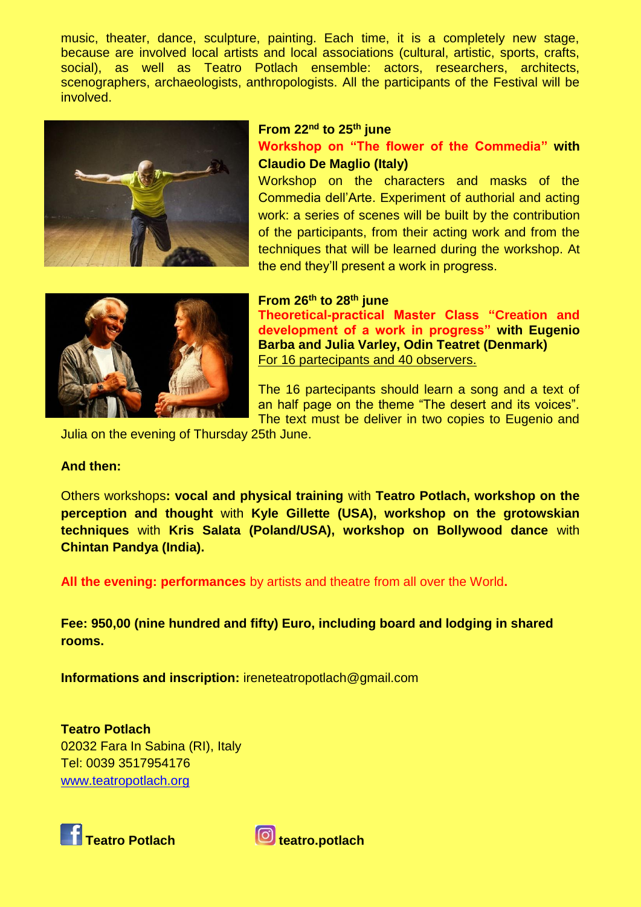music, theater, dance, sculpture, painting. Each time, it is a completely new stage, because are involved local artists and local associations (cultural, artistic, sports, crafts, social), as well as Teatro Potlach ensemble: actors, researchers, architects, scenographers, archaeologists, anthropologists. All the participants of the Festival will be involved.

**From 22nd to 25th june**

**Workshop on "The flower of the Commedia" with Claudio De Maglio (Italy)**

Workshop on the characters and masks of the Commedia dell'Arte. Experiment of authorial and acting work: a series of scenes will be built by the contribution of the participants, from their acting work and from the techniques that will be learned during the workshop. At the end they'll present a work in progress.

**From 26th to 28th june**

**Theoretical-practical Master Class "Creation and development of a work in progress" with Eugenio Barba and Julia Varley, Odin Teatret (Denmark)**

For 16 partecipants and 40 observers.

The 16 partecipants should learn a song and a text of an half page on the theme "The desert and its voices". The text must be deliver in two copies to Eugenio and Julia on the evening of Thursday 25th June.

**And then:**

Others workshops**: vocal and physical training** with **Teatro Potlach, workshop on the perception and thought** with **Kyle Gillette (USA), workshop on the grotowskian techniques** with **Kris Salata (Poland/USA), workshop on Bollywood dance** with **Chintan Pandya (India).**

**All the evening: performances** by artists and theatre from all over the World**.**

**Fee: 950,00 (nine hundred and fifty) Euro, including board and lodging in shared rooms.**

**Informations and inscription:** ireneteatropotlach@gmail.com

**Teatro Potlach**
02032 Fara In Sabina (RI), Italy
Tel: 0039 3517954176
www.teatropotlach.org

**Teatro Potlach** **teatro.potlach**